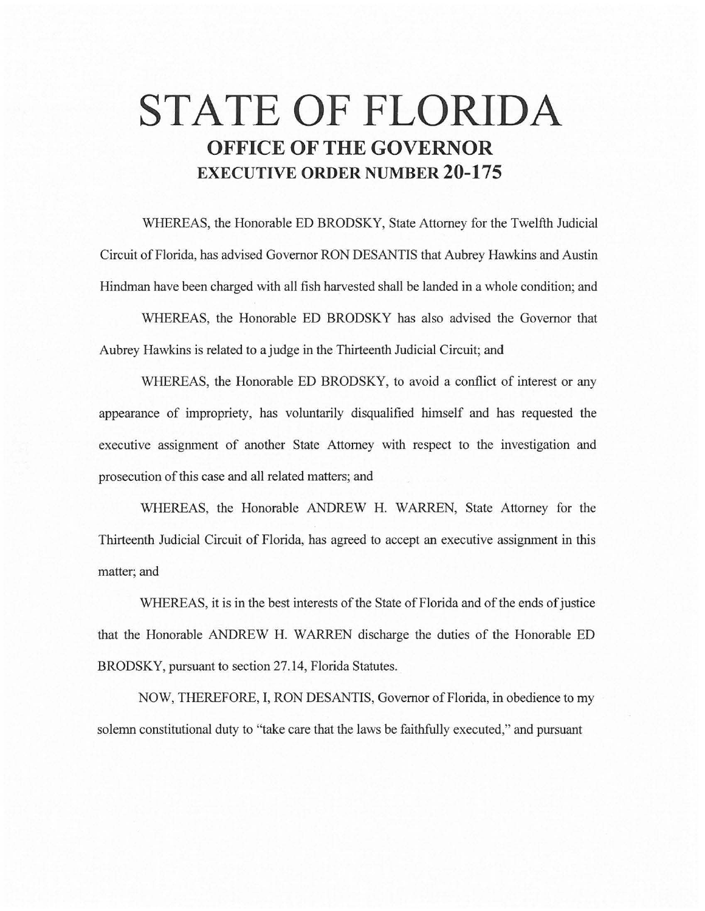# STATE OF FLORIDA

## OFFICE OF THE GOVERNOR

## EXECUTIVE ORDER NUMBER 20-175

WHEREAS, the Honorable ED BRODSKY, State Attorney for the Twelfth Judicial Circuit of Florida, has advised Governor RON DESANTIS that Aubrey Hawkins and Austin Hindman have been charged with all fish harvested shall be landed in a whole condition; and

WHEREAS, the Honorable ED BRODSKY has also advised the Governor that Aubrey Hawkins is related to a judge in the Thirteenth Judicial Circuit; and

WHEREAS, the Honorable ED BRODSKY, to avoid a conflict of interest or any appearance of impropriety, has voluntarily disqualified himself and has requested the executive assignment of another State Attorney with respect to the investigation and prosecution of this case and all related matters; and

WHEREAS, the Honorable ANDREW H. WARREN, State Attorney for the Thirteenth Judicial Circuit of Florida, has agreed to accept an executive assignment in this matter; and

WHEREAS, it is in the best interests of the State of Florida and of the ends of justice that the Honorable ANDREW H. WARREN discharge the duties of the Honorable ED BRODSKY, pursuant to section 27.14, Florida Statutes.

NOW, THEREFORE, I, RON DESANTIS, Governor of Florida, in obedience to my solemn constitutional duty to "take care that the laws be faithfully executed," and pursuant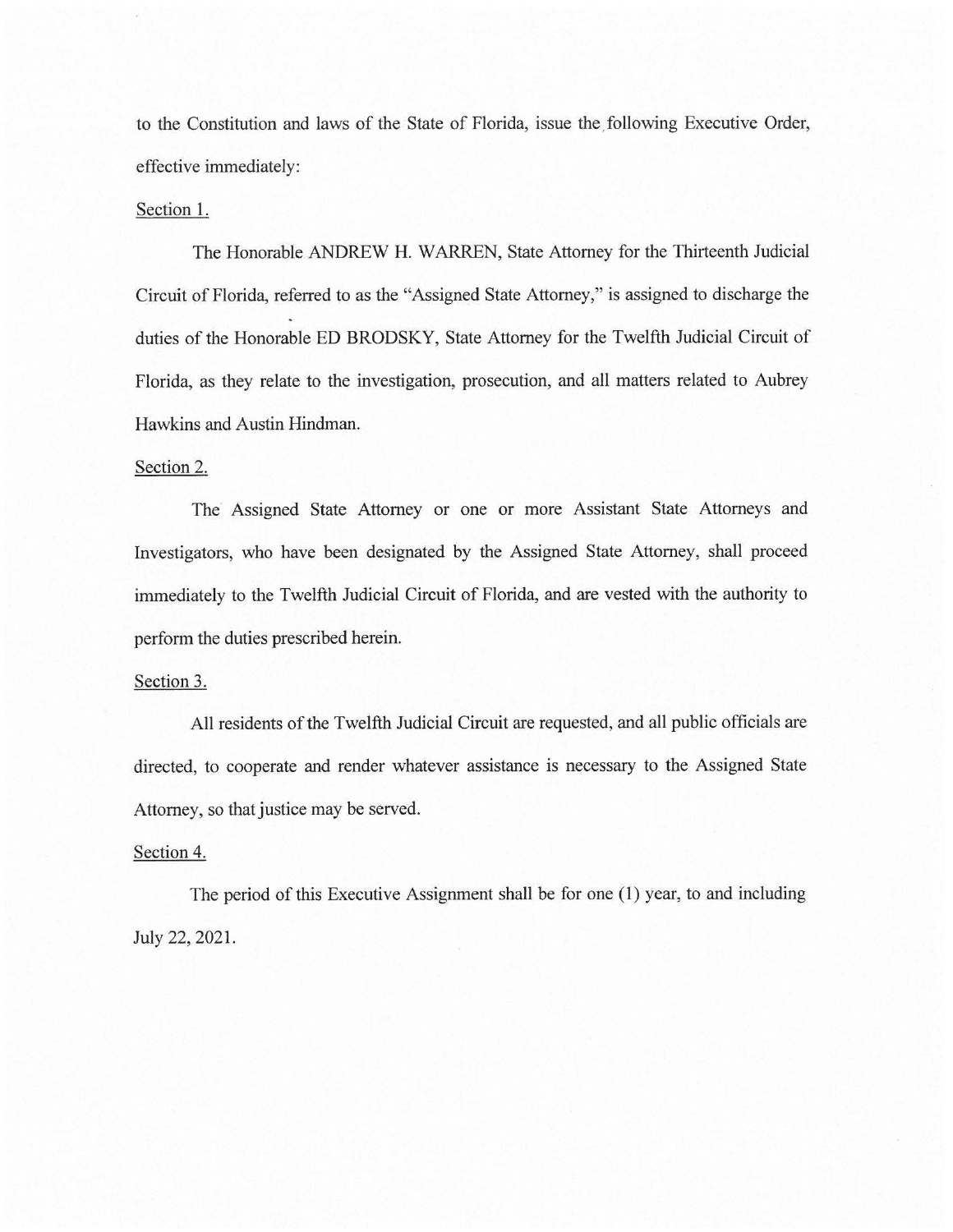to the Constitution and laws of the State of Florida, issue the following Executive Order, effective immediately:

Section 1.

The Honorable ANDREW H. WARREN, State Attorney for the Thirteenth Judicial Circuit of Florida, referred to as the "Assigned State Attorney," is assigned to discharge the duties of the Honorable ED BRODSKY, State Attorney for the Twelfth Judicial Circuit of Florida, as they relate to the investigation, prosecution, and all matters related to Aubrey Hawkins and Austin Hindman.

Section 2.

The Assigned State Attorney or one or more Assistant State Attorneys and Investigators, who have been designated by the Assigned State Attorney, shall proceed immediately to the Twelfth Judicial Circuit of Florida, and are vested with the authority to perform the duties prescribed herein.

Section 3.

All residents of the Twelfth Judicial Circuit are requested, and all public officials are directed, to cooperate and render whatever assistance is necessary to the Assigned State Attorney, so that justice may be served.

Section 4.

The period of this Executive Assignment shall be for one (1) year, to and including July 22, 2021.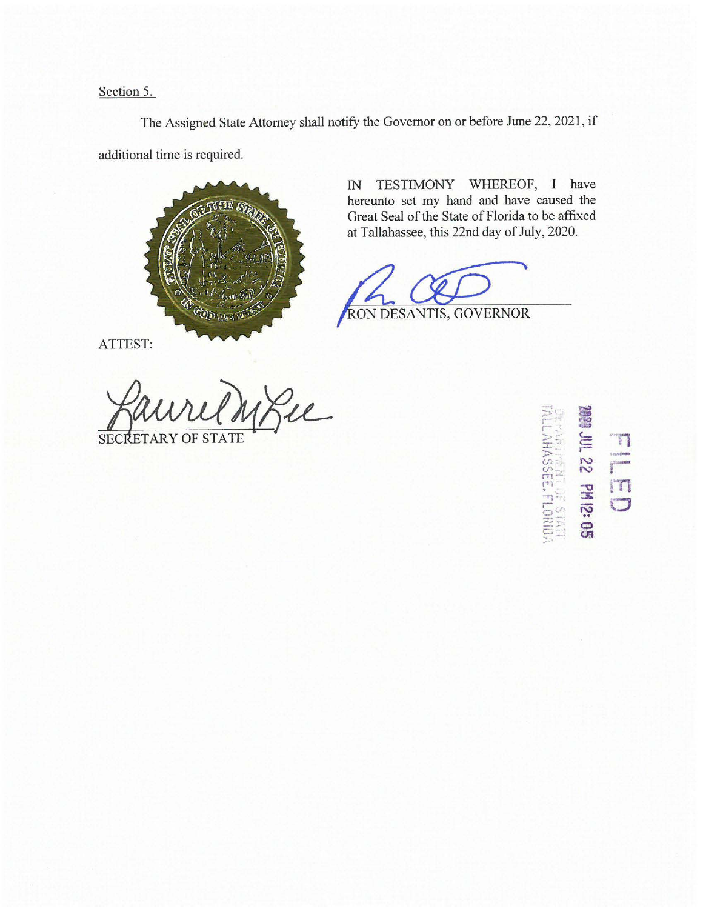Section 5.

The Assigned State Attorney shall notify the Governor on or before June 22, 2021, if additional time is required.

IN TESTIMONY WHEREOF, I have hereunto set my hand and have caused the Great Seal of the State of Florida to be affixed at Tallahassee, this 22nd day of July, 2020.

RON DESANTIS, GOVERNOR

ATTEST:

SECRETARY OF STATE

FILED

2020 JUL 22 PM 12:05

DEPARTMENT OF STATE
TALLAHASSEE, FLORIDA